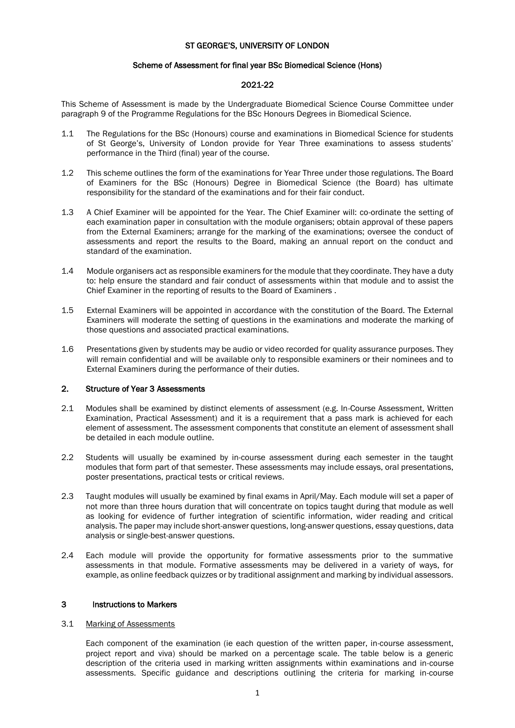# ST GEORGE'S, UNIVERSITY OF LONDON

## Scheme of Assessment for final year BSc Biomedical Science (Hons)

## 2021-22

This Scheme of Assessment is made by the Undergraduate Biomedical Science Course Committee under paragraph 9 of the Programme Regulations for the BSc Honours Degrees in Biomedical Science.

1.1 The Regulations for the BSc (Honours) course and examinations in Biomedical Science for students of St George's, University of London provide for Year Three examinations to assess students' performance in the Third (final) year of the course.

1.2 This scheme outlines the form of the examinations for Year Three under those regulations. The Board of Examiners for the BSc (Honours) Degree in Biomedical Science (the Board) has ultimate responsibility for the standard of the examinations and for their fair conduct.

1.3 A Chief Examiner will be appointed for the Year. The Chief Examiner will: co-ordinate the setting of each examination paper in consultation with the module organisers; obtain approval of these papers from the External Examiners; arrange for the marking of the examinations; oversee the conduct of assessments and report the results to the Board, making an annual report on the conduct and standard of the examination.

1.4 Module organisers act as responsible examiners for the module that they coordinate. They have a duty to: help ensure the standard and fair conduct of assessments within that module and to assist the Chief Examiner in the reporting of results to the Board of Examiners .

1.5 External Examiners will be appointed in accordance with the constitution of the Board. The External Examiners will moderate the setting of questions in the examinations and moderate the marking of those questions and associated practical examinations.

1.6 Presentations given by students may be audio or video recorded for quality assurance purposes. They will remain confidential and will be available only to responsible examiners or their nominees and to External Examiners during the performance of their duties.

## 2. Structure of Year 3 Assessments

2.1 Modules shall be examined by distinct elements of assessment (e.g. In-Course Assessment, Written Examination, Practical Assessment) and it is a requirement that a pass mark is achieved for each element of assessment. The assessment components that constitute an element of assessment shall be detailed in each module outline.

2.2 Students will usually be examined by in-course assessment during each semester in the taught modules that form part of that semester. These assessments may include essays, oral presentations, poster presentations, practical tests or critical reviews.

2.3 Taught modules will usually be examined by final exams in April/May. Each module will set a paper of not more than three hours duration that will concentrate on topics taught during that module as well as looking for evidence of further integration of scientific information, wider reading and critical analysis. The paper may include short-answer questions, long-answer questions, essay questions, data analysis or single-best-answer questions.

2.4 Each module will provide the opportunity for formative assessments prior to the summative assessments in that module. Formative assessments may be delivered in a variety of ways, for example, as online feedback quizzes or by traditional assignment and marking by individual assessors.

## 3 Instructions to Markers

3.1 Marking of Assessments

Each component of the examination (ie each question of the written paper, in-course assessment, project report and viva) should be marked on a percentage scale. The table below is a generic description of the criteria used in marking written assignments within examinations and in-course assessments. Specific guidance and descriptions outlining the criteria for marking in-course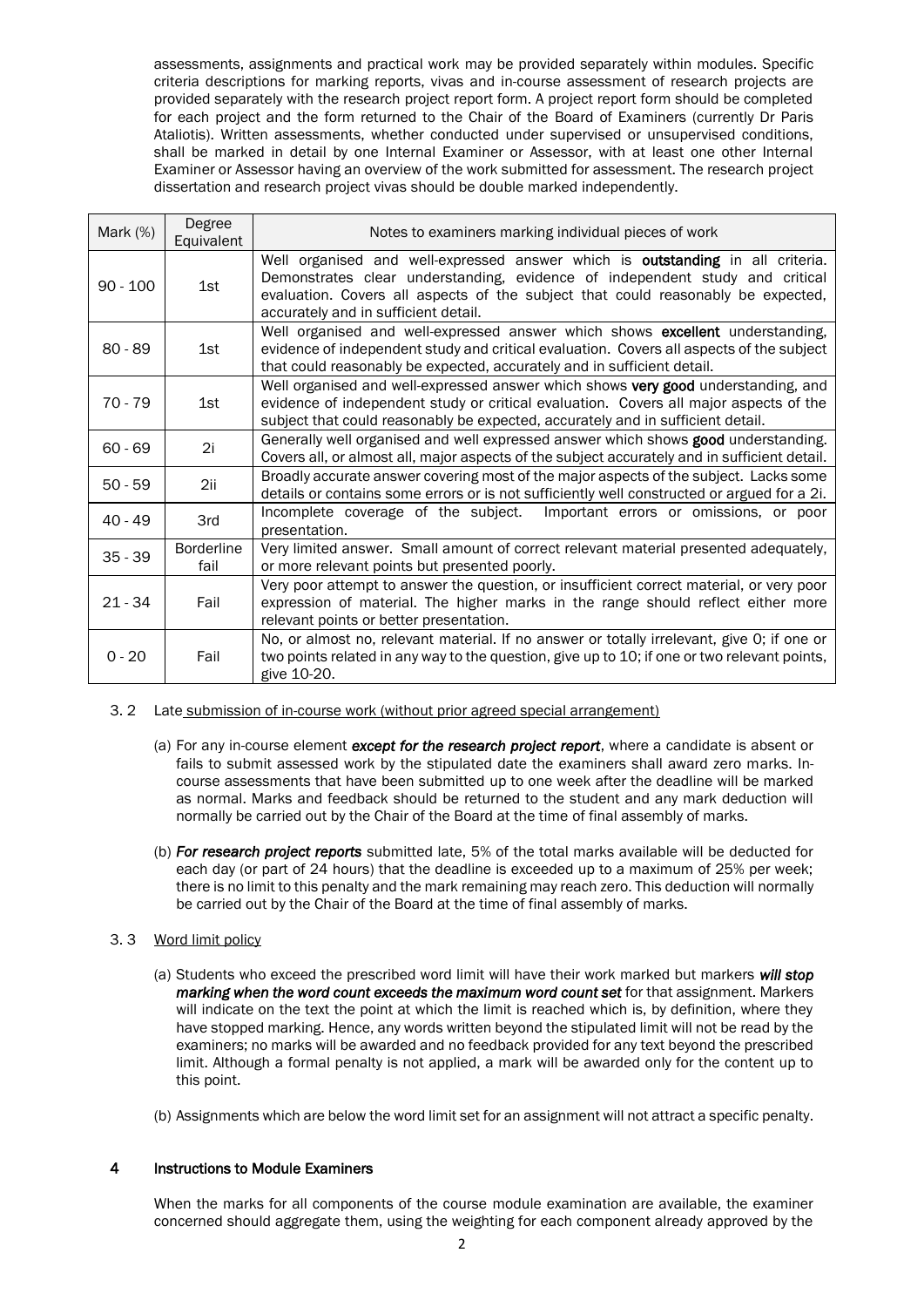assessments, assignments and practical work may be provided separately within modules. Specific criteria descriptions for marking reports, vivas and in-course assessment of research projects are provided separately with the research project report form. A project report form should be completed for each project and the form returned to the Chair of the Board of Examiners (currently Dr Paris Ataliotis). Written assessments, whether conducted under supervised or unsupervised conditions, shall be marked in detail by one Internal Examiner or Assessor, with at least one other Internal Examiner or Assessor having an overview of the work submitted for assessment. The research project dissertation and research project vivas should be double marked independently.

| Mark (%) | Degree Equivalent | Notes to examiners marking individual pieces of work |
|---|---|---|
| 90 - 100 | 1st | Well organised and well-expressed answer which is **outstanding** in all criteria. Demonstrates clear understanding, evidence of independent study and critical evaluation. Covers all aspects of the subject that could reasonably be expected, accurately and in sufficient detail. |
| 80 - 89 | 1st | Well organised and well-expressed answer which shows **excellent** understanding, evidence of independent study and critical evaluation. Covers all aspects of the subject that could reasonably be expected, accurately and in sufficient detail. |
| 70 - 79 | 1st | Well organised and well-expressed answer which shows **very good** understanding, and evidence of independent study or critical evaluation. Covers all major aspects of the subject that could reasonably be expected, accurately and in sufficient detail. |
| 60 - 69 | 2i | Generally well organised and well expressed answer which shows **good** understanding. Covers all, or almost all, major aspects of the subject accurately and in sufficient detail. |
| 50 - 59 | 2ii | Broadly accurate answer covering most of the major aspects of the subject. Lacks some details or contains some errors or is not sufficiently well constructed or argued for a 2i. |
| 40 - 49 | 3rd | Incomplete coverage of the subject. Important errors or omissions, or poor presentation. |
| 35 - 39 | Borderline fail | Very limited answer. Small amount of correct relevant material presented adequately, or more relevant points but presented poorly. |
| 21 - 34 | Fail | Very poor attempt to answer the question, or insufficient correct material, or very poor expression of material. The higher marks in the range should reflect either more relevant points or better presentation. |
| 0 - 20 | Fail | No, or almost no, relevant material. If no answer or totally irrelevant, give 0; if one or two points related in any way to the question, give up to 10; if one or two relevant points, give 10-20. |

3.2 Late submission of in-course work (without prior agreed special arrangement)

(a) For any in-course element ***except for the research project report***, where a candidate is absent or fails to submit assessed work by the stipulated date the examiners shall award zero marks. In-course assessments that have been submitted up to one week after the deadline will be marked as normal. Marks and feedback should be returned to the student and any mark deduction will normally be carried out by the Chair of the Board at the time of final assembly of marks.

(b) ***For research project reports*** submitted late, 5% of the total marks available will be deducted for each day (or part of 24 hours) that the deadline is exceeded up to a maximum of 25% per week; there is no limit to this penalty and the mark remaining may reach zero. This deduction will normally be carried out by the Chair of the Board at the time of final assembly of marks.

3.3 Word limit policy

(a) Students who exceed the prescribed word limit will have their work marked but markers ***will stop marking when the word count exceeds the maximum word count set*** for that assignment. Markers will indicate on the text the point at which the limit is reached which is, by definition, where they have stopped marking. Hence, any words written beyond the stipulated limit will not be read by the examiners; no marks will be awarded and no feedback provided for any text beyond the prescribed limit. Although a formal penalty is not applied, a mark will be awarded only for the content up to this point.

(b) Assignments which are below the word limit set for an assignment will not attract a specific penalty.

## 4 Instructions to Module Examiners

When the marks for all components of the course module examination are available, the examiner concerned should aggregate them, using the weighting for each component already approved by the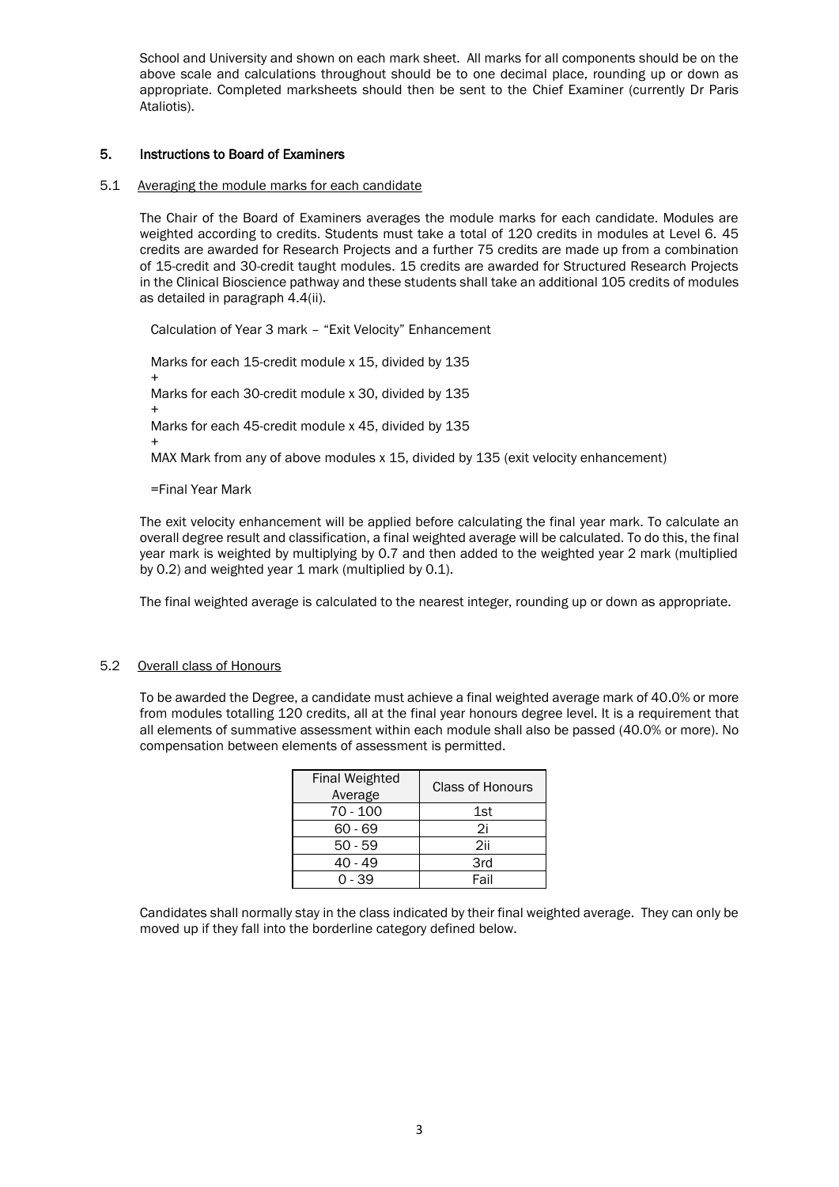School and University and shown on each mark sheet. All marks for all components should be on the above scale and calculations throughout should be to one decimal place, rounding up or down as appropriate. Completed marksheets should then be sent to the Chief Examiner (currently Dr Paris Ataliotis).

## 5. Instructions to Board of Examiners

### 5.1 Averaging the module marks for each candidate

The Chair of the Board of Examiners averages the module marks for each candidate. Modules are weighted according to credits. Students must take a total of 120 credits in modules at Level 6. 45 credits are awarded for Research Projects and a further 75 credits are made up from a combination of 15-credit and 30-credit taught modules. 15 credits are awarded for Structured Research Projects in the Clinical Bioscience pathway and these students shall take an additional 105 credits of modules as detailed in paragraph 4.4(ii).

Calculation of Year 3 mark – "Exit Velocity" Enhancement

Marks for each 15-credit module x 15, divided by 135
+
Marks for each 30-credit module x 30, divided by 135
+
Marks for each 45-credit module x 45, divided by 135
+
MAX Mark from any of above modules x 15, divided by 135 (exit velocity enhancement)

=Final Year Mark

The exit velocity enhancement will be applied before calculating the final year mark. To calculate an overall degree result and classification, a final weighted average will be calculated. To do this, the final year mark is weighted by multiplying by 0.7 and then added to the weighted year 2 mark (multiplied by 0.2) and weighted year 1 mark (multiplied by 0.1).

The final weighted average is calculated to the nearest integer, rounding up or down as appropriate.

### 5.2 Overall class of Honours

To be awarded the Degree, a candidate must achieve a final weighted average mark of 40.0% or more from modules totalling 120 credits, all at the final year honours degree level. It is a requirement that all elements of summative assessment within each module shall also be passed (40.0% or more). No compensation between elements of assessment is permitted.

| Final Weighted Average | Class of Honours |
|---|---|
| 70 - 100 | 1st |
| 60 - 69 | 2i |
| 50 - 59 | 2ii |
| 40 - 49 | 3rd |
| 0 - 39 | Fail |

Candidates shall normally stay in the class indicated by their final weighted average. They can only be moved up if they fall into the borderline category defined below.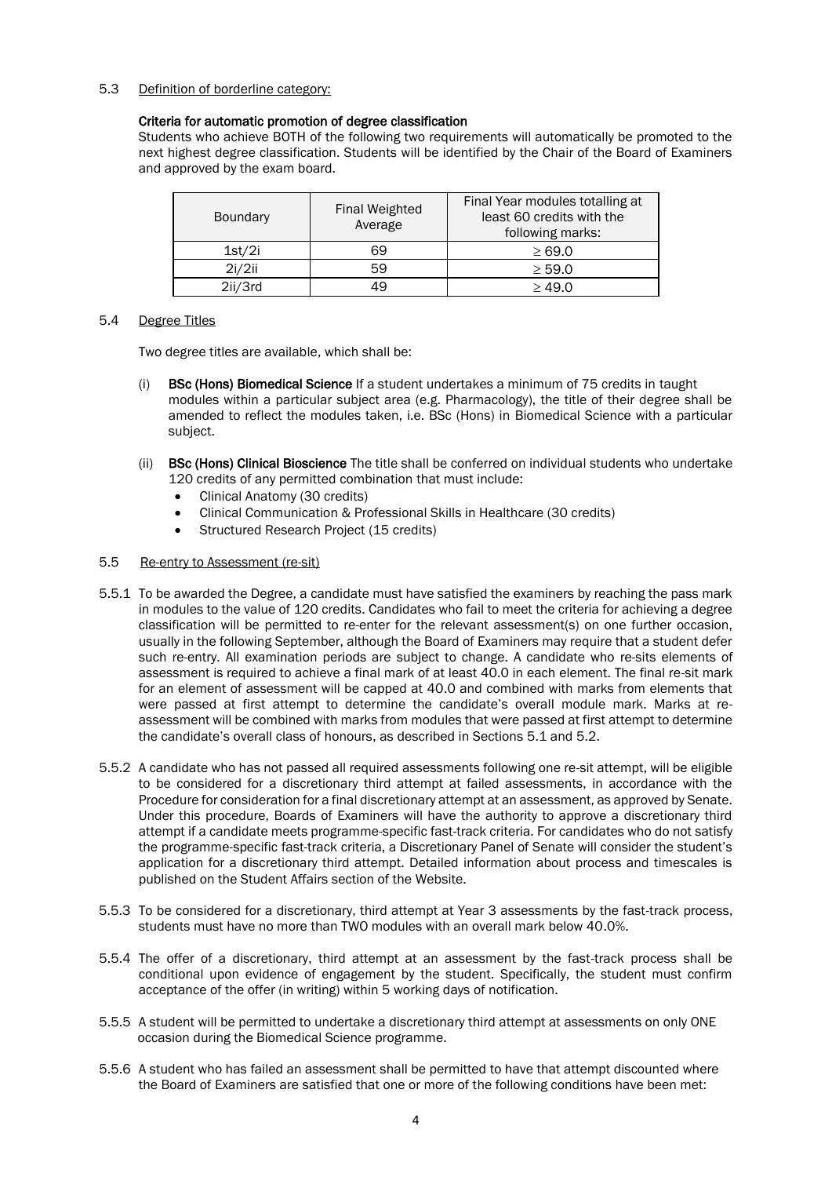5.3 Definition of borderline category:

**Criteria for automatic promotion of degree classification**

Students who achieve BOTH of the following two requirements will automatically be promoted to the next highest degree classification. Students will be identified by the Chair of the Board of Examiners and approved by the exam board.

| Boundary | Final Weighted Average | Final Year modules totalling at least 60 credits with the following marks: |
|---|---|---|
| 1st/2i | 69 | ≥ 69.0 |
| 2i/2ii | 59 | ≥ 59.0 |
| 2ii/3rd | 49 | ≥ 49.0 |

5.4 Degree Titles

Two degree titles are available, which shall be:

(i) **BSc (Hons) Biomedical Science** If a student undertakes a minimum of 75 credits in taught modules within a particular subject area (e.g. Pharmacology), the title of their degree shall be amended to reflect the modules taken, i.e. BSc (Hons) in Biomedical Science with a particular subject.

(ii) **BSc (Hons) Clinical Bioscience** The title shall be conferred on individual students who undertake 120 credits of any permitted combination that must include:
- Clinical Anatomy (30 credits)
- Clinical Communication & Professional Skills in Healthcare (30 credits)
- Structured Research Project (15 credits)

5.5 Re-entry to Assessment (re-sit)

5.5.1 To be awarded the Degree, a candidate must have satisfied the examiners by reaching the pass mark in modules to the value of 120 credits. Candidates who fail to meet the criteria for achieving a degree classification will be permitted to re-enter for the relevant assessment(s) on one further occasion, usually in the following September, although the Board of Examiners may require that a student defer such re-entry. All examination periods are subject to change. A candidate who re-sits elements of assessment is required to achieve a final mark of at least 40.0 in each element. The final re-sit mark for an element of assessment will be capped at 40.0 and combined with marks from elements that were passed at first attempt to determine the candidate's overall module mark. Marks at re-assessment will be combined with marks from modules that were passed at first attempt to determine the candidate's overall class of honours, as described in Sections 5.1 and 5.2.

5.5.2 A candidate who has not passed all required assessments following one re-sit attempt, will be eligible to be considered for a discretionary third attempt at failed assessments, in accordance with the Procedure for consideration for a final discretionary attempt at an assessment, as approved by Senate. Under this procedure, Boards of Examiners will have the authority to approve a discretionary third attempt if a candidate meets programme-specific fast-track criteria. For candidates who do not satisfy the programme-specific fast-track criteria, a Discretionary Panel of Senate will consider the student's application for a discretionary third attempt. Detailed information about process and timescales is published on the Student Affairs section of the Website.

5.5.3 To be considered for a discretionary, third attempt at Year 3 assessments by the fast-track process, students must have no more than TWO modules with an overall mark below 40.0%.

5.5.4 The offer of a discretionary, third attempt at an assessment by the fast-track process shall be conditional upon evidence of engagement by the student. Specifically, the student must confirm acceptance of the offer (in writing) within 5 working days of notification.

5.5.5 A student will be permitted to undertake a discretionary third attempt at assessments on only ONE occasion during the Biomedical Science programme.

5.5.6 A student who has failed an assessment shall be permitted to have that attempt discounted where the Board of Examiners are satisfied that one or more of the following conditions have been met: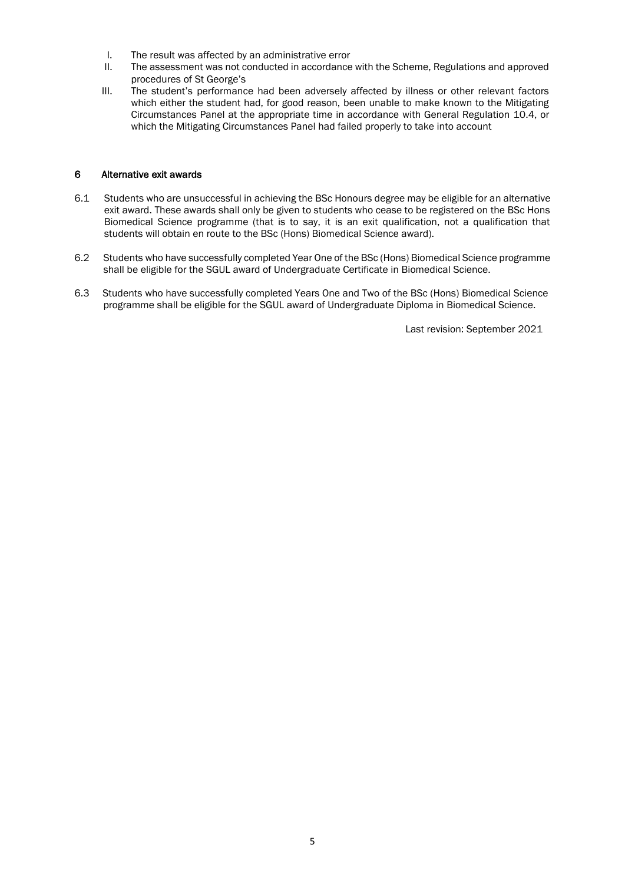I. The result was affected by an administrative error
II. The assessment was not conducted in accordance with the Scheme, Regulations and approved procedures of St George's
III. The student's performance had been adversely affected by illness or other relevant factors which either the student had, for good reason, been unable to make known to the Mitigating Circumstances Panel at the appropriate time in accordance with General Regulation 10.4, or which the Mitigating Circumstances Panel had failed properly to take into account

## 6 Alternative exit awards

6.1 Students who are unsuccessful in achieving the BSc Honours degree may be eligible for an alternative exit award. These awards shall only be given to students who cease to be registered on the BSc Hons Biomedical Science programme (that is to say, it is an exit qualification, not a qualification that students will obtain en route to the BSc (Hons) Biomedical Science award).

6.2 Students who have successfully completed Year One of the BSc (Hons) Biomedical Science programme shall be eligible for the SGUL award of Undergraduate Certificate in Biomedical Science.

6.3 Students who have successfully completed Years One and Two of the BSc (Hons) Biomedical Science programme shall be eligible for the SGUL award of Undergraduate Diploma in Biomedical Science.

Last revision: September 2021